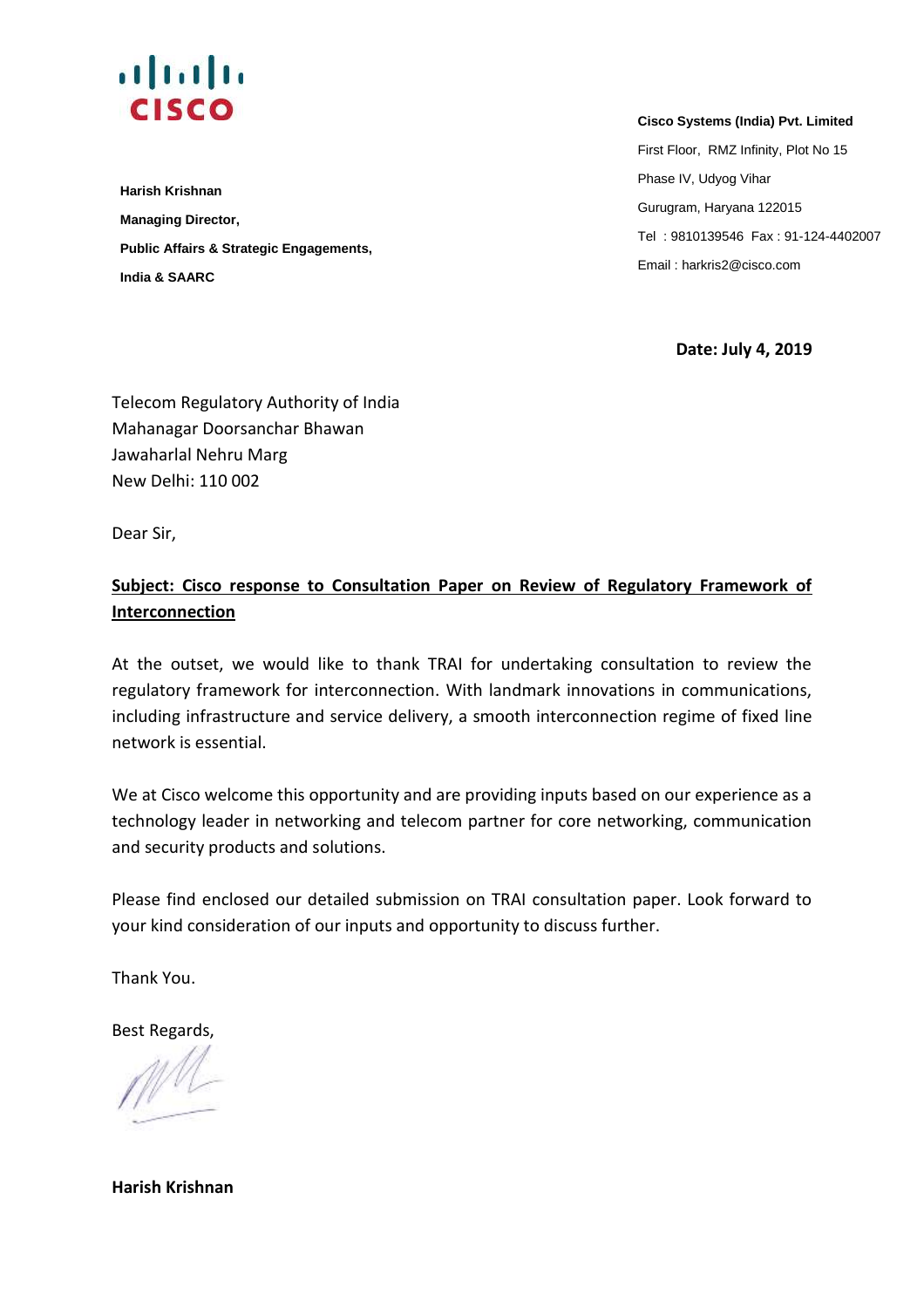**CISCO**

**Harish Krishnan**

**Managing Director,**

**Public Affairs & Strategic Engagements,**

**India & SAARC**

**Cisco Systems (India) Pvt. Limited**

First Floor, RMZ Infinity, Plot No 15

Phase IV, Udyog Vihar

Gurugram, Haryana 122015

Tel : 9810139546 Fax : 91-124-4402007

Email : harkris2@cisco.com

**Date: July 4, 2019**

Telecom Regulatory Authority of India
Mahanagar Doorsanchar Bhawan
Jawaharlal Nehru Marg
New Delhi: 110 002

Dear Sir,

**Subject: Cisco response to Consultation Paper on Review of Regulatory Framework of Interconnection**

At the outset, we would like to thank TRAI for undertaking consultation to review the regulatory framework for interconnection. With landmark innovations in communications, including infrastructure and service delivery, a smooth interconnection regime of fixed line network is essential.

We at Cisco welcome this opportunity and are providing inputs based on our experience as a technology leader in networking and telecom partner for core networking, communication and security products and solutions.

Please find enclosed our detailed submission on TRAI consultation paper. Look forward to your kind consideration of our inputs and opportunity to discuss further.

Thank You.

Best Regards,

**Harish Krishnan**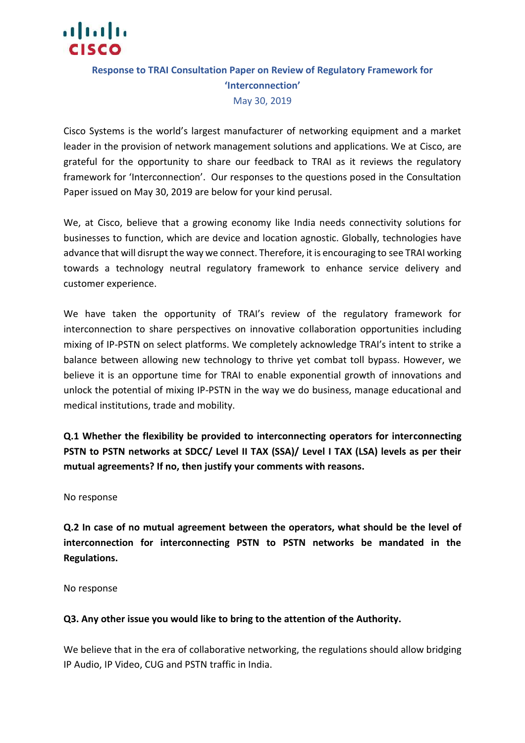**Response to TRAI Consultation Paper on Review of Regulatory Framework for 'Interconnection'**

May 30, 2019

Cisco Systems is the world's largest manufacturer of networking equipment and a market leader in the provision of network management solutions and applications. We at Cisco, are grateful for the opportunity to share our feedback to TRAI as it reviews the regulatory framework for 'Interconnection'. Our responses to the questions posed in the Consultation Paper issued on May 30, 2019 are below for your kind perusal.

We, at Cisco, believe that a growing economy like India needs connectivity solutions for businesses to function, which are device and location agnostic. Globally, technologies have advance that will disrupt the way we connect. Therefore, it is encouraging to see TRAI working towards a technology neutral regulatory framework to enhance service delivery and customer experience.

We have taken the opportunity of TRAI's review of the regulatory framework for interconnection to share perspectives on innovative collaboration opportunities including mixing of IP-PSTN on select platforms. We completely acknowledge TRAI's intent to strike a balance between allowing new technology to thrive yet combat toll bypass. However, we believe it is an opportune time for TRAI to enable exponential growth of innovations and unlock the potential of mixing IP-PSTN in the way we do business, manage educational and medical institutions, trade and mobility.

**Q.1 Whether the flexibility be provided to interconnecting operators for interconnecting PSTN to PSTN networks at SDCC/ Level II TAX (SSA)/ Level I TAX (LSA) levels as per their mutual agreements? If no, then justify your comments with reasons.**

No response

**Q.2 In case of no mutual agreement between the operators, what should be the level of interconnection for interconnecting PSTN to PSTN networks be mandated in the Regulations.**

No response

**Q3. Any other issue you would like to bring to the attention of the Authority.**

We believe that in the era of collaborative networking, the regulations should allow bridging IP Audio, IP Video, CUG and PSTN traffic in India.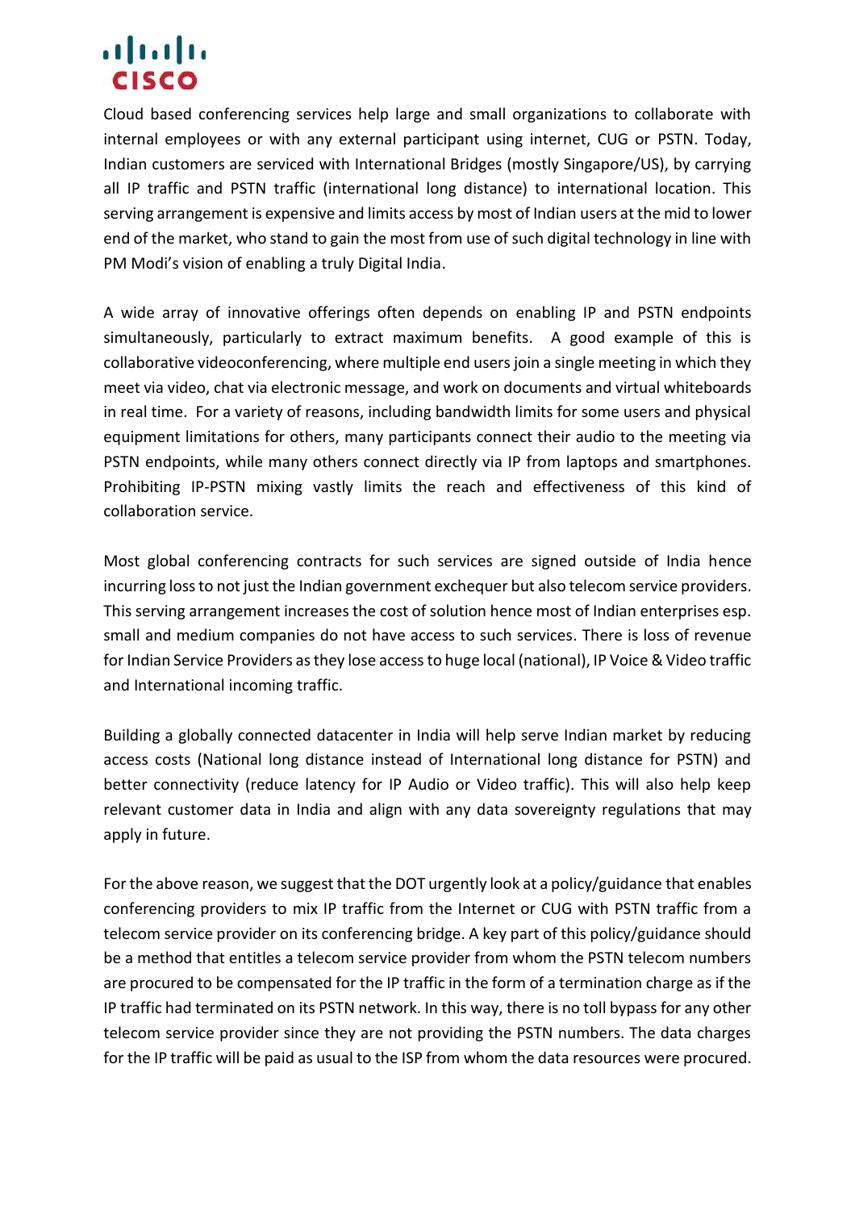Cloud based conferencing services help large and small organizations to collaborate with internal employees or with any external participant using internet, CUG or PSTN. Today, Indian customers are serviced with International Bridges (mostly Singapore/US), by carrying all IP traffic and PSTN traffic (international long distance) to international location. This serving arrangement is expensive and limits access by most of Indian users at the mid to lower end of the market, who stand to gain the most from use of such digital technology in line with PM Modi's vision of enabling a truly Digital India.

A wide array of innovative offerings often depends on enabling IP and PSTN endpoints simultaneously, particularly to extract maximum benefits. A good example of this is collaborative videoconferencing, where multiple end users join a single meeting in which they meet via video, chat via electronic message, and work on documents and virtual whiteboards in real time. For a variety of reasons, including bandwidth limits for some users and physical equipment limitations for others, many participants connect their audio to the meeting via PSTN endpoints, while many others connect directly via IP from laptops and smartphones. Prohibiting IP-PSTN mixing vastly limits the reach and effectiveness of this kind of collaboration service.

Most global conferencing contracts for such services are signed outside of India hence incurring loss to not just the Indian government exchequer but also telecom service providers. This serving arrangement increases the cost of solution hence most of Indian enterprises esp. small and medium companies do not have access to such services. There is loss of revenue for Indian Service Providers as they lose access to huge local (national), IP Voice & Video traffic and International incoming traffic.

Building a globally connected datacenter in India will help serve Indian market by reducing access costs (National long distance instead of International long distance for PSTN) and better connectivity (reduce latency for IP Audio or Video traffic). This will also help keep relevant customer data in India and align with any data sovereignty regulations that may apply in future.

For the above reason, we suggest that the DOT urgently look at a policy/guidance that enables conferencing providers to mix IP traffic from the Internet or CUG with PSTN traffic from a telecom service provider on its conferencing bridge. A key part of this policy/guidance should be a method that entitles a telecom service provider from whom the PSTN telecom numbers are procured to be compensated for the IP traffic in the form of a termination charge as if the IP traffic had terminated on its PSTN network. In this way, there is no toll bypass for any other telecom service provider since they are not providing the PSTN numbers. The data charges for the IP traffic will be paid as usual to the ISP from whom the data resources were procured.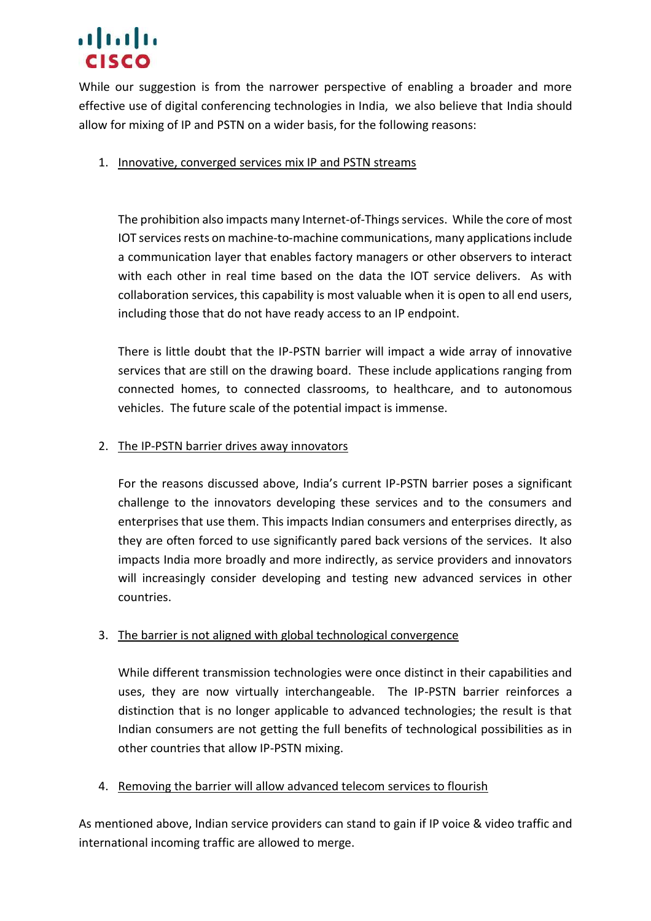While our suggestion is from the narrower perspective of enabling a broader and more effective use of digital conferencing technologies in India, we also believe that India should allow for mixing of IP and PSTN on a wider basis, for the following reasons:

1. <u>Innovative, converged services mix IP and PSTN streams</u>

   The prohibition also impacts many Internet-of-Things services. While the core of most IOT services rests on machine-to-machine communications, many applications include a communication layer that enables factory managers or other observers to interact with each other in real time based on the data the IOT service delivers. As with collaboration services, this capability is most valuable when it is open to all end users, including those that do not have ready access to an IP endpoint.

   There is little doubt that the IP-PSTN barrier will impact a wide array of innovative services that are still on the drawing board. These include applications ranging from connected homes, to connected classrooms, to healthcare, and to autonomous vehicles. The future scale of the potential impact is immense.

2. <u>The IP-PSTN barrier drives away innovators</u>

   For the reasons discussed above, India's current IP-PSTN barrier poses a significant challenge to the innovators developing these services and to the consumers and enterprises that use them. This impacts Indian consumers and enterprises directly, as they are often forced to use significantly pared back versions of the services. It also impacts India more broadly and more indirectly, as service providers and innovators will increasingly consider developing and testing new advanced services in other countries.

3. <u>The barrier is not aligned with global technological convergence</u>

   While different transmission technologies were once distinct in their capabilities and uses, they are now virtually interchangeable. The IP-PSTN barrier reinforces a distinction that is no longer applicable to advanced technologies; the result is that Indian consumers are not getting the full benefits of technological possibilities as in other countries that allow IP-PSTN mixing.

4. <u>Removing the barrier will allow advanced telecom services to flourish</u>

As mentioned above, Indian service providers can stand to gain if IP voice & video traffic and international incoming traffic are allowed to merge.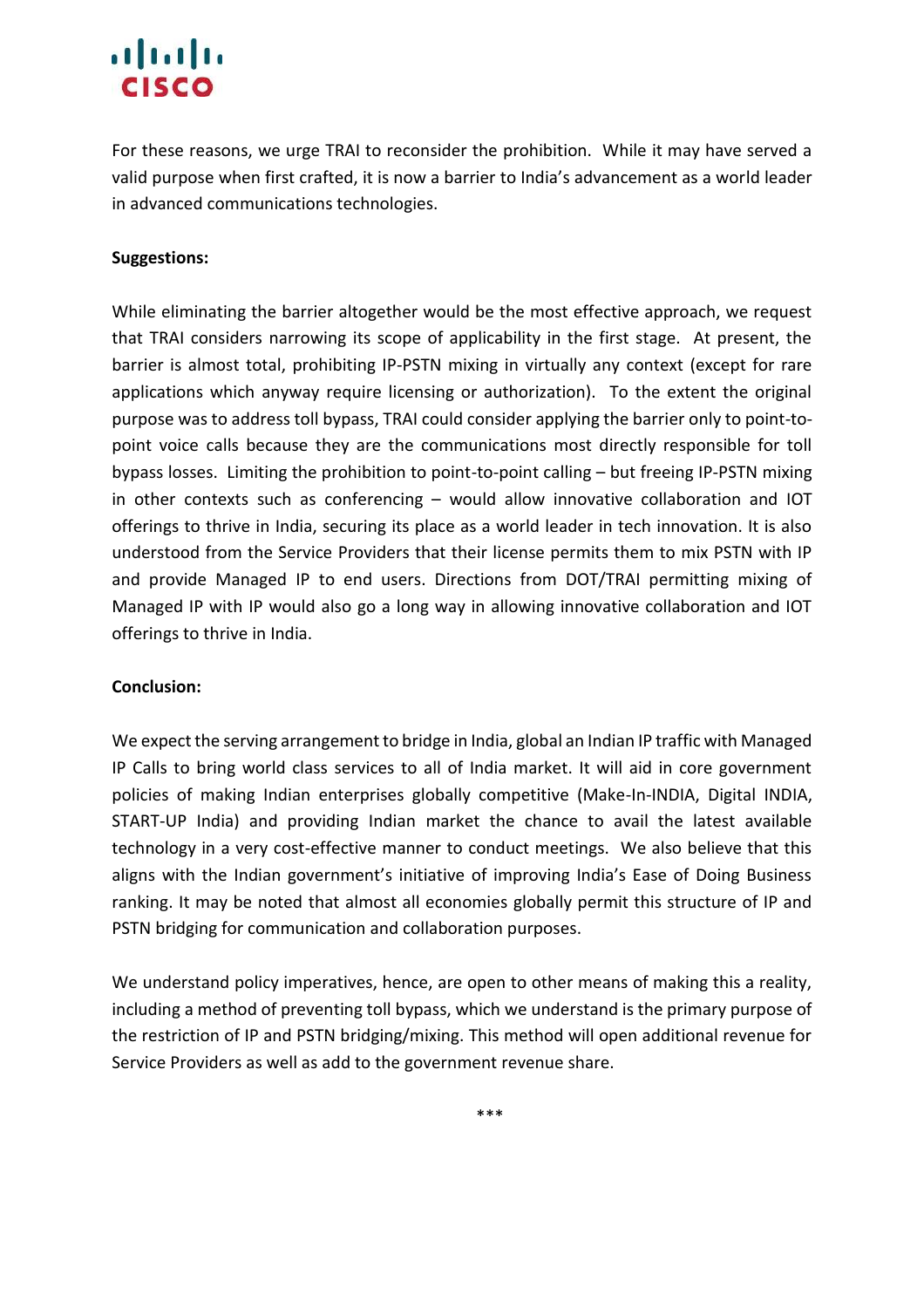For these reasons, we urge TRAI to reconsider the prohibition. While it may have served a valid purpose when first crafted, it is now a barrier to India's advancement as a world leader in advanced communications technologies.

**Suggestions:**

While eliminating the barrier altogether would be the most effective approach, we request that TRAI considers narrowing its scope of applicability in the first stage. At present, the barrier is almost total, prohibiting IP-PSTN mixing in virtually any context (except for rare applications which anyway require licensing or authorization). To the extent the original purpose was to address toll bypass, TRAI could consider applying the barrier only to point-to-point voice calls because they are the communications most directly responsible for toll bypass losses. Limiting the prohibition to point-to-point calling – but freeing IP-PSTN mixing in other contexts such as conferencing – would allow innovative collaboration and IOT offerings to thrive in India, securing its place as a world leader in tech innovation. It is also understood from the Service Providers that their license permits them to mix PSTN with IP and provide Managed IP to end users. Directions from DOT/TRAI permitting mixing of Managed IP with IP would also go a long way in allowing innovative collaboration and IOT offerings to thrive in India.

**Conclusion:**

We expect the serving arrangement to bridge in India, global an Indian IP traffic with Managed IP Calls to bring world class services to all of India market. It will aid in core government policies of making Indian enterprises globally competitive (Make-In-INDIA, Digital INDIA, START-UP India) and providing Indian market the chance to avail the latest available technology in a very cost-effective manner to conduct meetings. We also believe that this aligns with the Indian government's initiative of improving India's Ease of Doing Business ranking. It may be noted that almost all economies globally permit this structure of IP and PSTN bridging for communication and collaboration purposes.

We understand policy imperatives, hence, are open to other means of making this a reality, including a method of preventing toll bypass, which we understand is the primary purpose of the restriction of IP and PSTN bridging/mixing. This method will open additional revenue for Service Providers as well as add to the government revenue share.

***